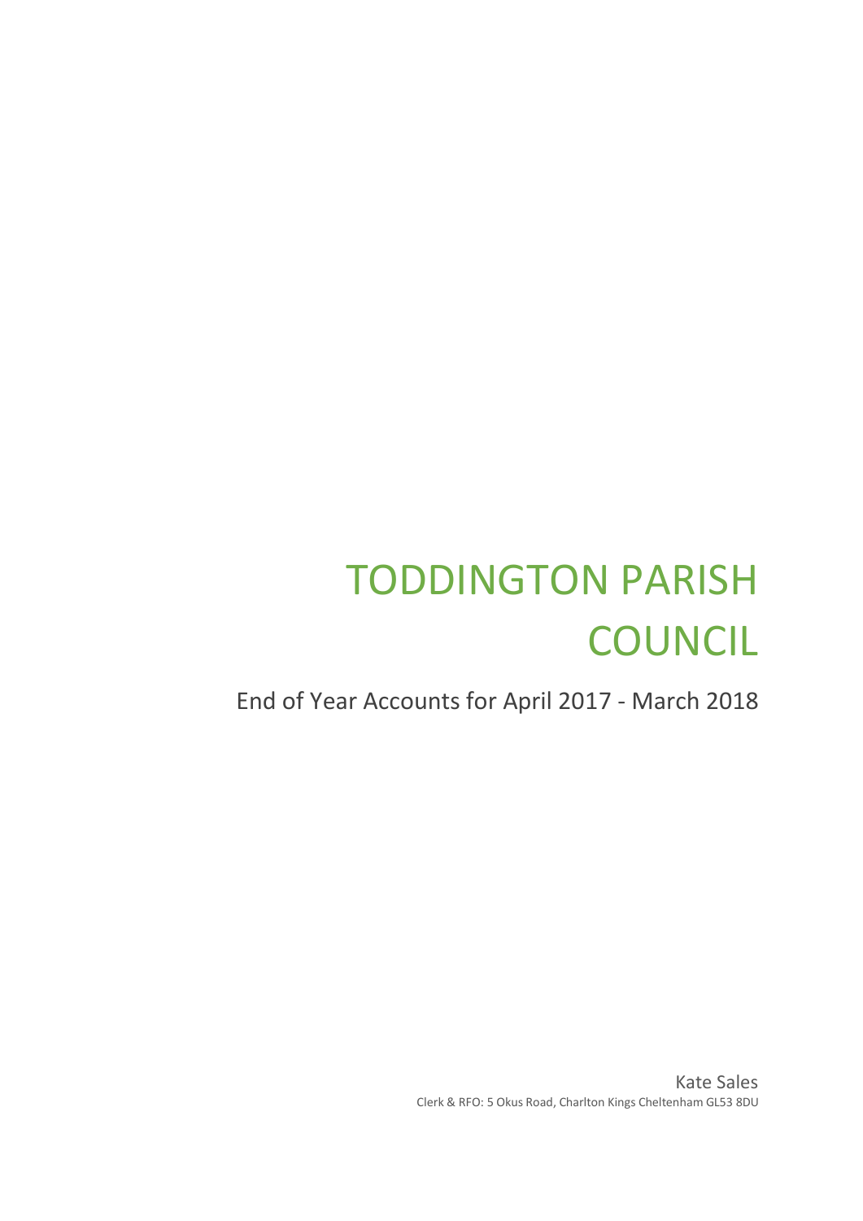# TODDINGTON PARISH COUNCIL

End of Year Accounts for April 2017 - March 2018

Kate Sales

Clerk & RFO: 5 Okus Road, Charlton Kings Cheltenham GL53 8DU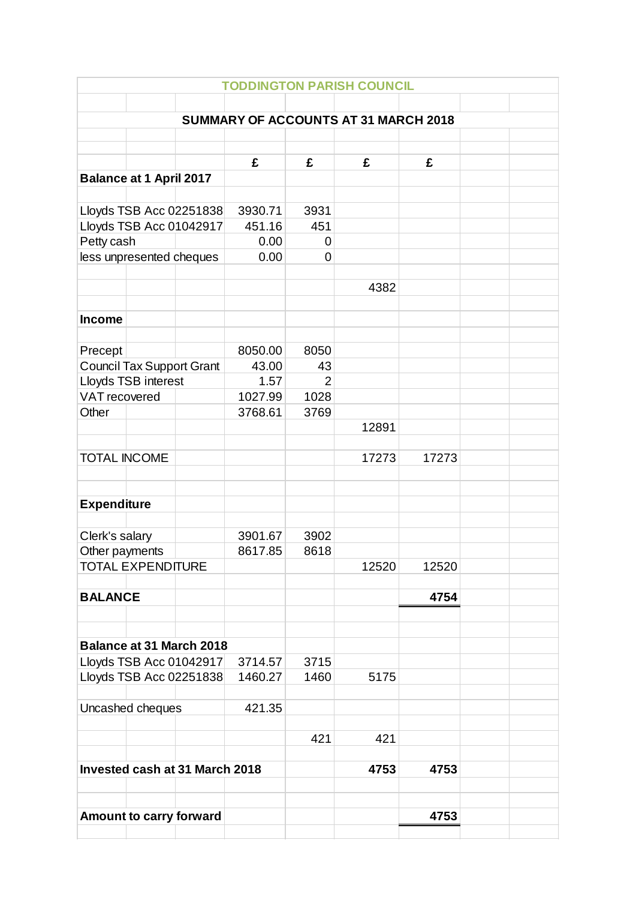## TODDINGTON PARISH COUNCIL

### SUMMARY OF ACCOUNTS AT 31 MARCH 2018

| | £ | £ | £ | £ |
|---|---|---|---|---|
| **Balance at 1 April 2017** | | | | |
| Lloyds TSB Acc 02251838 | 3930.71 | 3931 | | |
| Lloyds TSB Acc 01042917 | 451.16 | 451 | | |
| Petty cash | 0.00 | 0 | | |
| less unpresented cheques | 0.00 | 0 | | |
| | | | 4382 | |
| **Income** | | | | |
| Precept | 8050.00 | 8050 | | |
| Council Tax Support Grant | 43.00 | 43 | | |
| Lloyds TSB interest | 1.57 | 2 | | |
| VAT recovered | 1027.99 | 1028 | | |
| Other | 3768.61 | 3769 | | |
| | | | 12891 | |
| TOTAL INCOME | | | 17273 | 17273 |
| **Expenditure** | | | | |
| Clerk's salary | 3901.67 | 3902 | | |
| Other payments | 8617.85 | 8618 | | |
| TOTAL EXPENDITURE | | | 12520 | 12520 |
| **BALANCE** | | | | **4754** |
| **Balance at 31 March 2018** | | | | |
| Lloyds TSB Acc 01042917 | 3714.57 | 3715 | | |
| Lloyds TSB Acc 02251838 | 1460.27 | 1460 | 5175 | |
| Uncashed cheques | 421.35 | | | |
| | | 421 | 421 | |
| **Invested cash at 31 March 2018** | | | **4753** | **4753** |
| **Amount to carry forward** | | | | **4753** |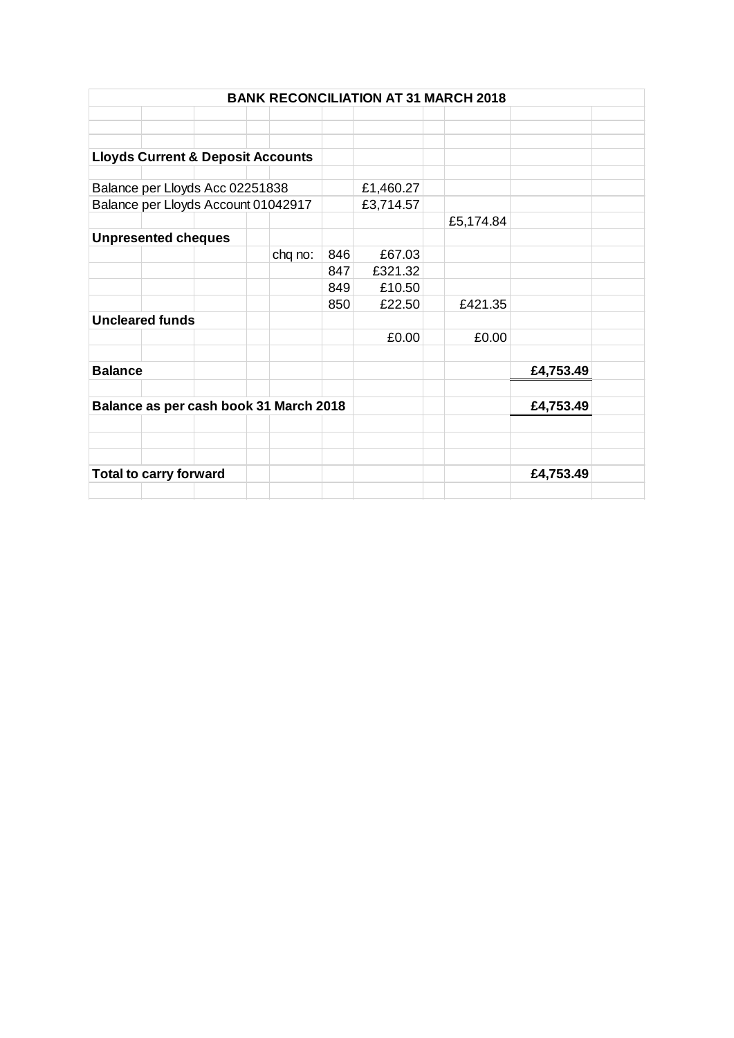## BANK RECONCILIATION AT 31 MARCH 2018

| | | | | |
|---|---|---|---|---|
| **Lloyds Current & Deposit Accounts** | | | | |
| Balance per Lloyds Acc 02251838 | | £1,460.27 | | |
| Balance per Lloyds Account 01042917 | | £3,714.57 | | |
| | | | £5,174.84 | |
| **Unpresented cheques** | | | | |
| chq no: | 846 | £67.03 | | |
| | 847 | £321.32 | | |
| | 849 | £10.50 | | |
| | 850 | £22.50 | £421.35 | |
| **Uncleared funds** | | | | |
| | | £0.00 | £0.00 | |
| **Balance** | | | | **£4,753.49** |
| **Balance as per cash book 31 March 2018** | | | | **£4,753.49** |
| **Total to carry forward** | | | | **£4,753.49** |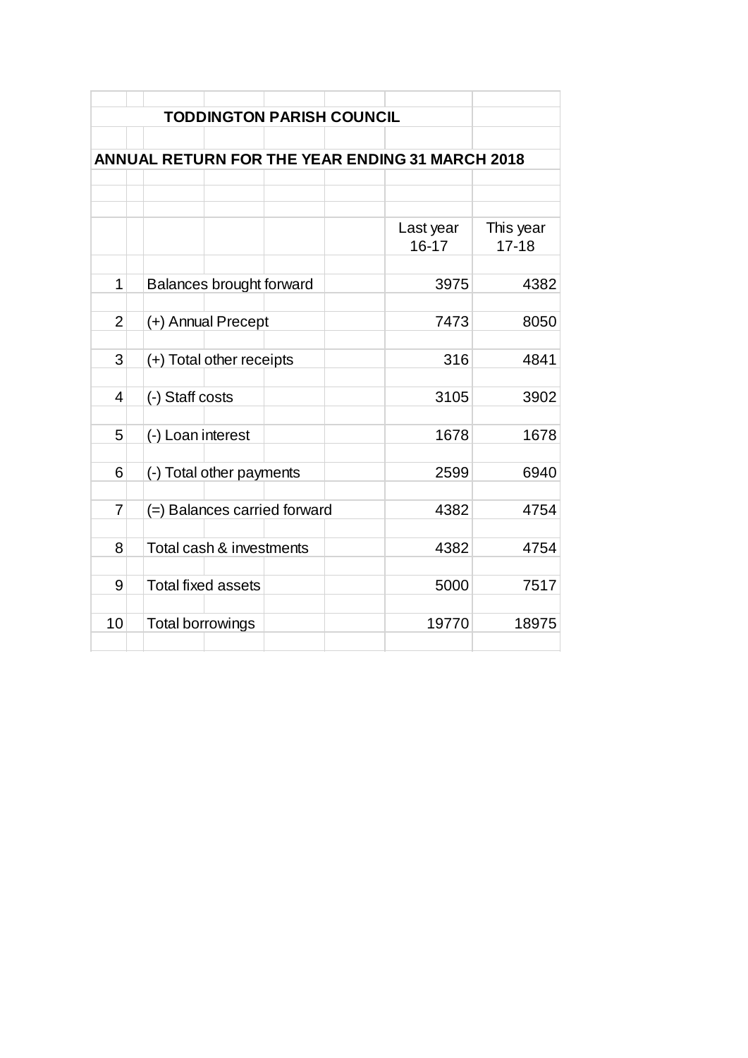## TODDINGTON PARISH COUNCIL

### ANNUAL RETURN FOR THE YEAR ENDING 31 MARCH 2018

| | | Last year 16-17 | This year 17-18 |
|---|---|---|---|
| 1 | Balances brought forward | 3975 | 4382 |
| 2 | (+) Annual Precept | 7473 | 8050 |
| 3 | (+) Total other receipts | 316 | 4841 |
| 4 | (-) Staff costs | 3105 | 3902 |
| 5 | (-) Loan interest | 1678 | 1678 |
| 6 | (-) Total other payments | 2599 | 6940 |
| 7 | (=) Balances carried forward | 4382 | 4754 |
| 8 | Total cash & investments | 4382 | 4754 |
| 9 | Total fixed assets | 5000 | 7517 |
| 10 | Total borrowings | 19770 | 18975 |